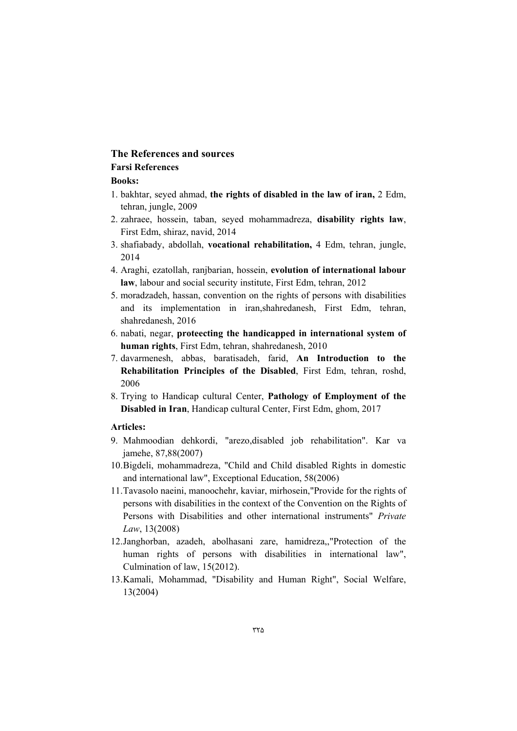## The References and sources

### Farsi References

**Books:**

1. bakhtar, seyed ahmad, **the rights of disabled in the law of iran,** 2 Edm, tehran, jungle, 2009
2. zahraee, hossein, taban, seyed mohammadreza, **disability rights law**, First Edm, shiraz, navid, 2014
3. shafiabady, abdollah, **vocational rehabilitation,** 4 Edm, tehran, jungle, 2014
4. Araghi, ezatollah, ranjbarian, hossein, **evolution of international labour law**, labour and social security institute, First Edm, tehran, 2012
5. moradzadeh, hassan, convention on the rights of persons with disabilities and its implementation in iran,shahredanesh, First Edm, tehran, shahredanesh, 2016
6. nabati, negar, **proteecting the handicapped in international system of human rights**, First Edm, tehran, shahredanesh, 2010
7. davarmenesh, abbas, baratisadeh, farid, **An Introduction to the Rehabilitation Principles of the Disabled**, First Edm, tehran, roshd, 2006
8. Trying to Handicap cultural Center, **Pathology of Employment of the Disabled in Iran**, Handicap cultural Center, First Edm, ghom, 2017

**Articles:**

9. Mahmoodian dehkordi, "arezo,disabled job rehabilitation". Kar va jamehe, 87,88(2007)
10. Bigdeli, mohammadreza, "Child and Child disabled Rights in domestic and international law", Exceptional Education, 58(2006)
11. Tavasolo naeini, manoochehr, kaviar, mirhosein,"Provide for the rights of persons with disabilities in the context of the Convention on the Rights of Persons with Disabilities and other international instruments" *Private Law*, 13(2008)
12. Janghorban, azadeh, abolhasani zare, hamidreza,,"Protection of the human rights of persons with disabilities in international law", Culmination of law, 15(2012).
13. Kamali, Mohammad, "Disability and Human Right", Social Welfare, 13(2004)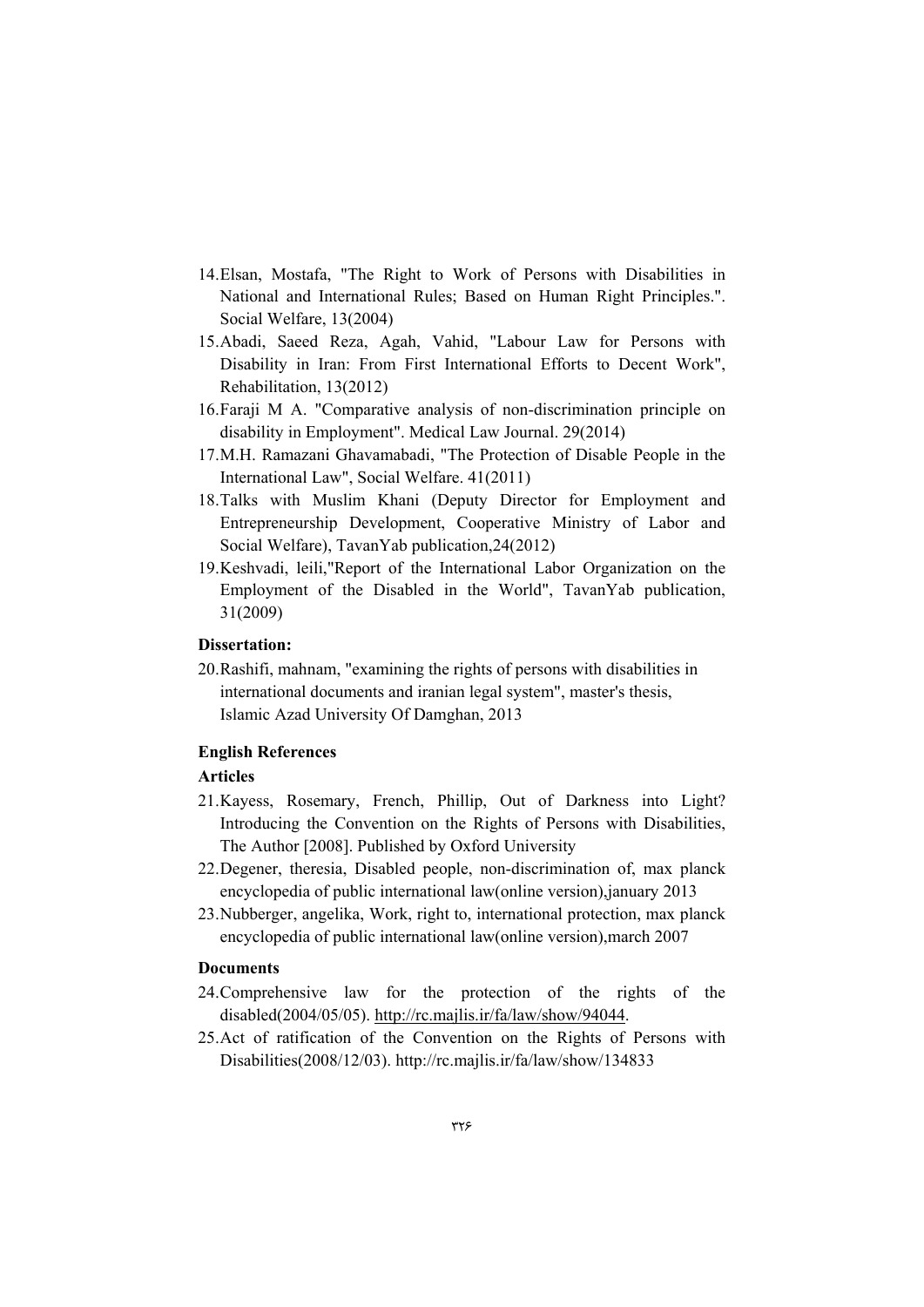14. Elsan, Mostafa, "The Right to Work of Persons with Disabilities in National and International Rules; Based on Human Right Principles.". Social Welfare, 13(2004)
15. Abadi, Saeed Reza, Agah, Vahid, "Labour Law for Persons with Disability in Iran: From First International Efforts to Decent Work", Rehabilitation, 13(2012)
16. Faraji M A. "Comparative analysis of non-discrimination principle on disability in Employment". Medical Law Journal. 29(2014)
17. M.H. Ramazani Ghavamabadi, "The Protection of Disable People in the International Law", Social Welfare. 41(2011)
18. Talks with Muslim Khani (Deputy Director for Employment and Entrepreneurship Development, Cooperative Ministry of Labor and Social Welfare), TavanYab publication,24(2012)
19. Keshvadi, leili,"Report of the International Labor Organization on the Employment of the Disabled in the World", TavanYab publication, 31(2009)

**Dissertation:**

20. Rashifi, mahnam, "examining the rights of persons with disabilities in international documents and iranian legal system", master's thesis, Islamic Azad University Of Damghan, 2013

**English References**

**Articles**

21. Kayess, Rosemary, French, Phillip, Out of Darkness into Light? Introducing the Convention on the Rights of Persons with Disabilities, The Author [2008]. Published by Oxford University
22. Degener, theresia, Disabled people, non-discrimination of, max planck encyclopedia of public international law(online version),january 2013
23. Nubberger, angelika, Work, right to, international protection, max planck encyclopedia of public international law(online version),march 2007

**Documents**

24. Comprehensive law for the protection of the rights of the disabled(2004/05/05). http://rc.majlis.ir/fa/law/show/94044.
25. Act of ratification of the Convention on the Rights of Persons with Disabilities(2008/12/03). http://rc.majlis.ir/fa/law/show/134833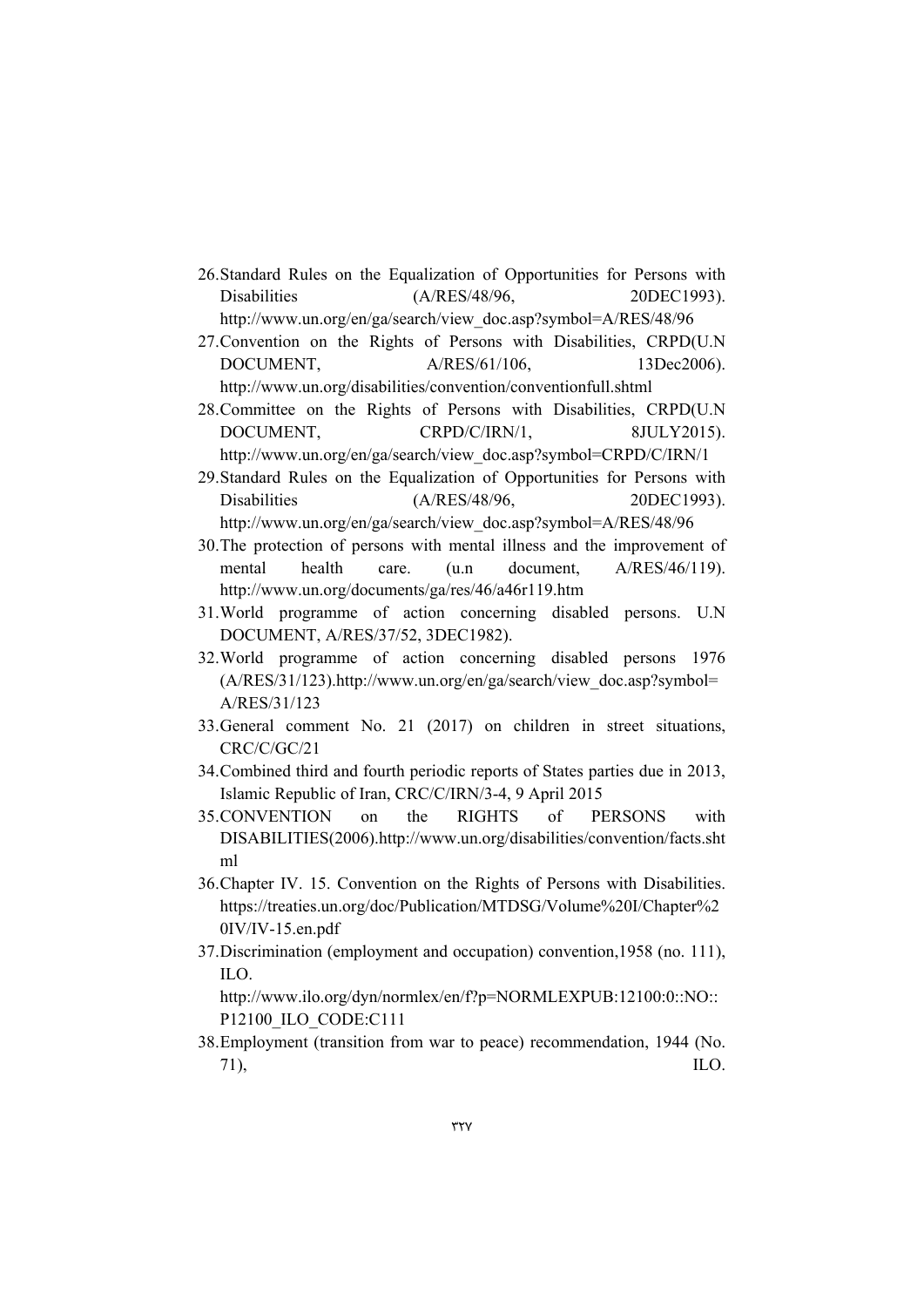26. Standard Rules on the Equalization of Opportunities for Persons with Disabilities (A/RES/48/96, 20DEC1993). http://www.un.org/en/ga/search/view_doc.asp?symbol=A/RES/48/96
27. Convention on the Rights of Persons with Disabilities, CRPD(U.N DOCUMENT, A/RES/61/106, 13Dec2006). http://www.un.org/disabilities/convention/conventionfull.shtml
28. Committee on the Rights of Persons with Disabilities, CRPD(U.N DOCUMENT, CRPD/C/IRN/1, 8JULY2015). http://www.un.org/en/ga/search/view_doc.asp?symbol=CRPD/C/IRN/1
29. Standard Rules on the Equalization of Opportunities for Persons with Disabilities (A/RES/48/96, 20DEC1993). http://www.un.org/en/ga/search/view_doc.asp?symbol=A/RES/48/96
30. The protection of persons with mental illness and the improvement of mental health care. (u.n document, A/RES/46/119). http://www.un.org/documents/ga/res/46/a46r119.htm
31. World programme of action concerning disabled persons. U.N DOCUMENT, A/RES/37/52, 3DEC1982).
32. World programme of action concerning disabled persons 1976 (A/RES/31/123).http://www.un.org/en/ga/search/view_doc.asp?symbol=A/RES/31/123
33. General comment No. 21 (2017) on children in street situations, CRC/C/GC/21
34. Combined third and fourth periodic reports of States parties due in 2013, Islamic Republic of Iran, CRC/C/IRN/3-4, 9 April 2015
35. CONVENTION on the RIGHTS of PERSONS with DISABILITIES(2006).http://www.un.org/disabilities/convention/facts.shtml
36. Chapter IV. 15. Convention on the Rights of Persons with Disabilities. https://treaties.un.org/doc/Publication/MTDSG/Volume%20I/Chapter%20IV/IV-15.en.pdf
37. Discrimination (employment and occupation) convention,1958 (no. 111), ILO. http://www.ilo.org/dyn/normlex/en/f?p=NORMLEXPUB:12100:0::NO::P12100_ILO_CODE:C111
38. Employment (transition from war to peace) recommendation, 1944 (No. 71), ILO.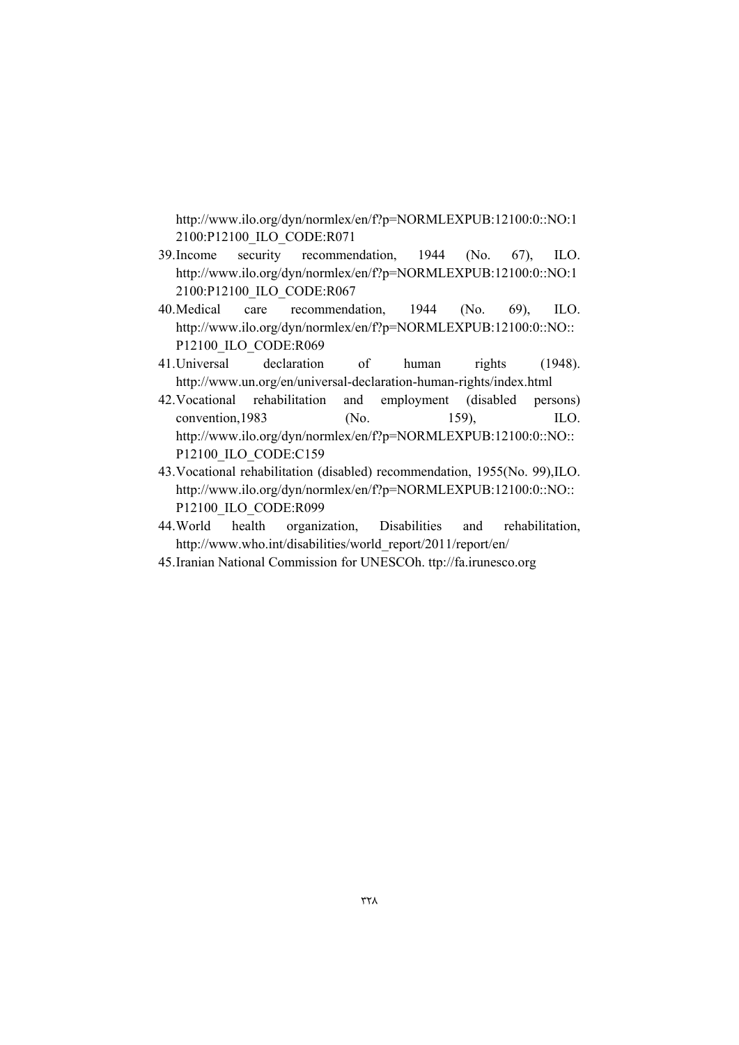http://www.ilo.org/dyn/normlex/en/f?p=NORMLEXPUB:12100:0::NO:12100:P12100_ILO_CODE:R071

39. Income security recommendation, 1944 (No. 67), ILO. http://www.ilo.org/dyn/normlex/en/f?p=NORMLEXPUB:12100:0::NO:12100:P12100_ILO_CODE:R067
40. Medical care recommendation, 1944 (No. 69), ILO. http://www.ilo.org/dyn/normlex/en/f?p=NORMLEXPUB:12100:0::NO::P12100_ILO_CODE:R069
41. Universal declaration of human rights (1948). http://www.un.org/en/universal-declaration-human-rights/index.html
42. Vocational rehabilitation and employment (disabled persons) convention,1983 (No. 159), ILO. http://www.ilo.org/dyn/normlex/en/f?p=NORMLEXPUB:12100:0::NO::P12100_ILO_CODE:C159
43. Vocational rehabilitation (disabled) recommendation, 1955(No. 99),ILO. http://www.ilo.org/dyn/normlex/en/f?p=NORMLEXPUB:12100:0::NO::P12100_ILO_CODE:R099
44. World health organization, Disabilities and rehabilitation, http://www.who.int/disabilities/world_report/2011/report/en/
45. Iranian National Commission for UNESCOh. ttp://fa.irunesco.org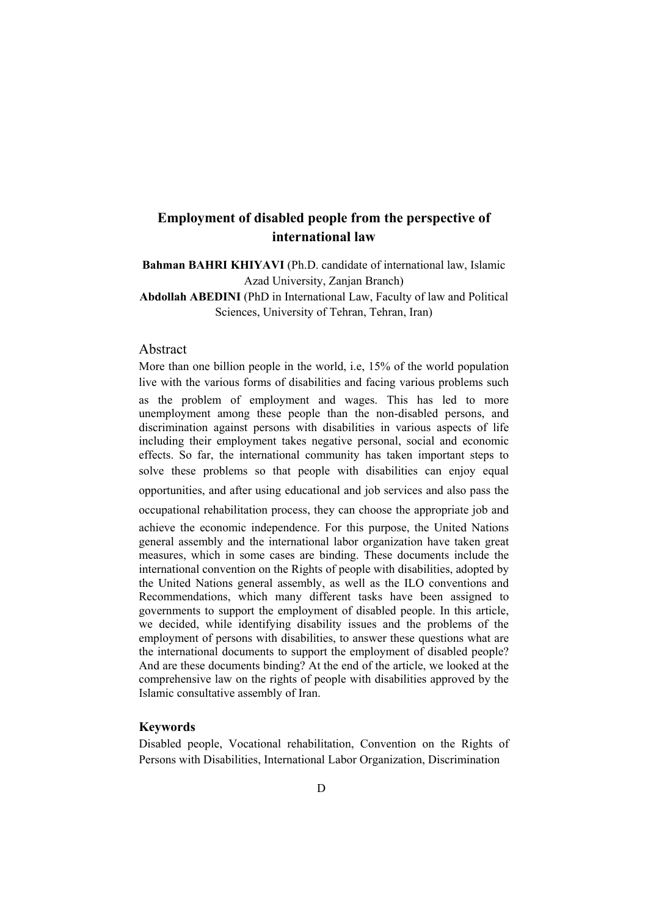# Employment of disabled people from the perspective of international law

**Bahman BAHRI KHIYAVI** (Ph.D. candidate of international law, Islamic Azad University, Zanjan Branch)
**Abdollah ABEDINI** (PhD in International Law, Faculty of law and Political Sciences, University of Tehran, Tehran, Iran)

## Abstract

More than one billion people in the world, i.e, 15% of the world population live with the various forms of disabilities and facing various problems such as the problem of employment and wages. This has led to more unemployment among these people than the non-disabled persons, and discrimination against persons with disabilities in various aspects of life including their employment takes negative personal, social and economic effects. So far, the international community has taken important steps to solve these problems so that people with disabilities can enjoy equal opportunities, and after using educational and job services and also pass the occupational rehabilitation process, they can choose the appropriate job and achieve the economic independence. For this purpose, the United Nations general assembly and the international labor organization have taken great measures, which in some cases are binding. These documents include the international convention on the Rights of people with disabilities, adopted by the United Nations general assembly, as well as the ILO conventions and Recommendations, which many different tasks have been assigned to governments to support the employment of disabled people. In this article, we decided, while identifying disability issues and the problems of the employment of persons with disabilities, to answer these questions what are the international documents to support the employment of disabled people? And are these documents binding? At the end of the article, we looked at the comprehensive law on the rights of people with disabilities approved by the Islamic consultative assembly of Iran.

### Keywords

Disabled people, Vocational rehabilitation, Convention on the Rights of Persons with Disabilities, International Labor Organization, Discrimination